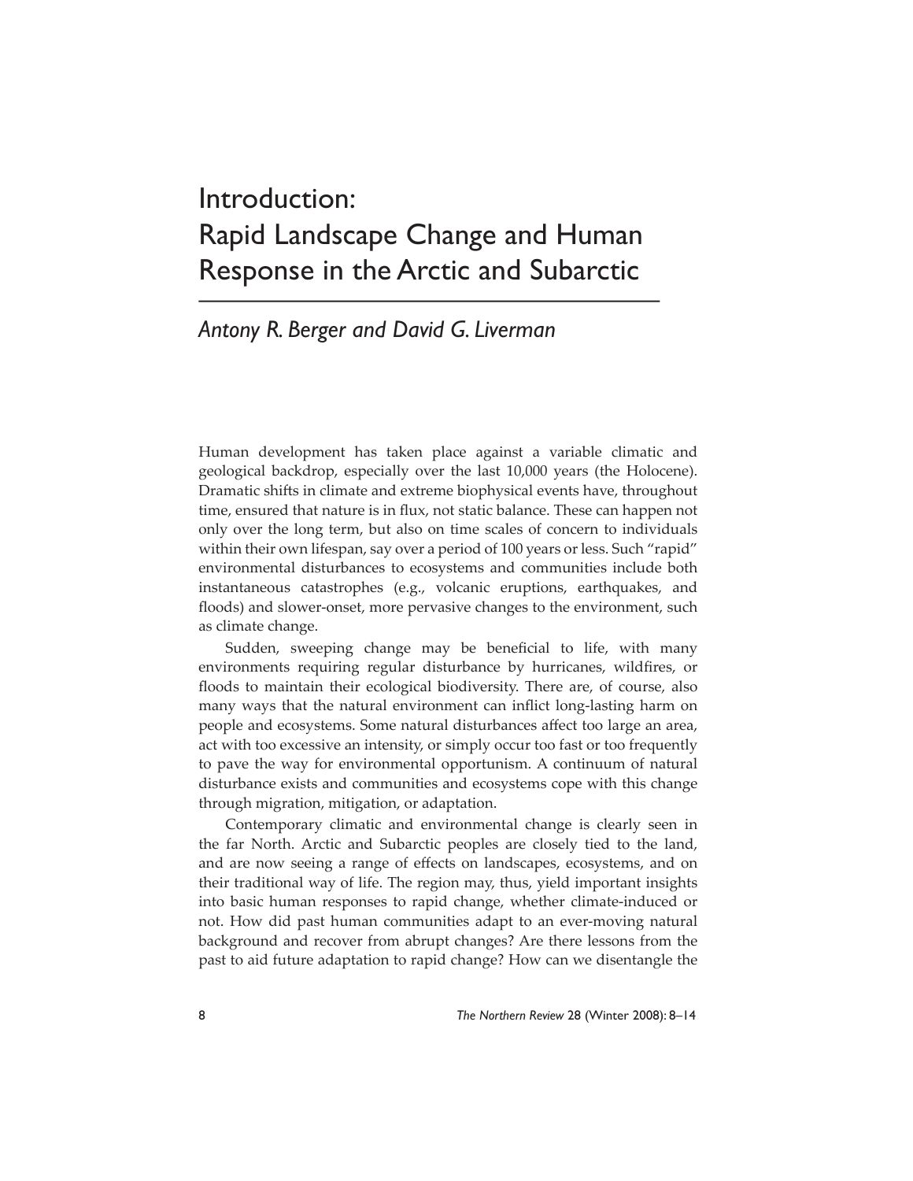# Introduction: Rapid Landscape Change and Human Response in the Arctic and Subarctic

*Antony R. Berger and David G. Liverman*

Human development has taken place against a variable climatic and geological backdrop, especially over the last 10,000 years (the Holocene). Dramatic shifts in climate and extreme biophysical events have, throughout time, ensured that nature is in flux, not static balance. These can happen not only over the long term, but also on time scales of concern to individuals within their own lifespan, say over a period of 100 years or less. Such "rapid" environmental disturbances to ecosystems and communities include both instantaneous catastrophes (e.g., volcanic eruptions, earthquakes, and floods) and slower-onset, more pervasive changes to the environment, such as climate change.

Sudden, sweeping change may be beneficial to life, with many environments requiring regular disturbance by hurricanes, wildfires, or floods to maintain their ecological biodiversity. There are, of course, also many ways that the natural environment can inflict long-lasting harm on people and ecosystems. Some natural disturbances affect too large an area, act with too excessive an intensity, or simply occur too fast or too frequently to pave the way for environmental opportunism. A continuum of natural disturbance exists and communities and ecosystems cope with this change through migration, mitigation, or adaptation.

Contemporary climatic and environmental change is clearly seen in the far North. Arctic and Subarctic peoples are closely tied to the land, and are now seeing a range of effects on landscapes, ecosystems, and on their traditional way of life. The region may, thus, yield important insights into basic human responses to rapid change, whether climate-induced or not. How did past human communities adapt to an ever-moving natural background and recover from abrupt changes? Are there lessons from the past to aid future adaptation to rapid change? How can we disentangle the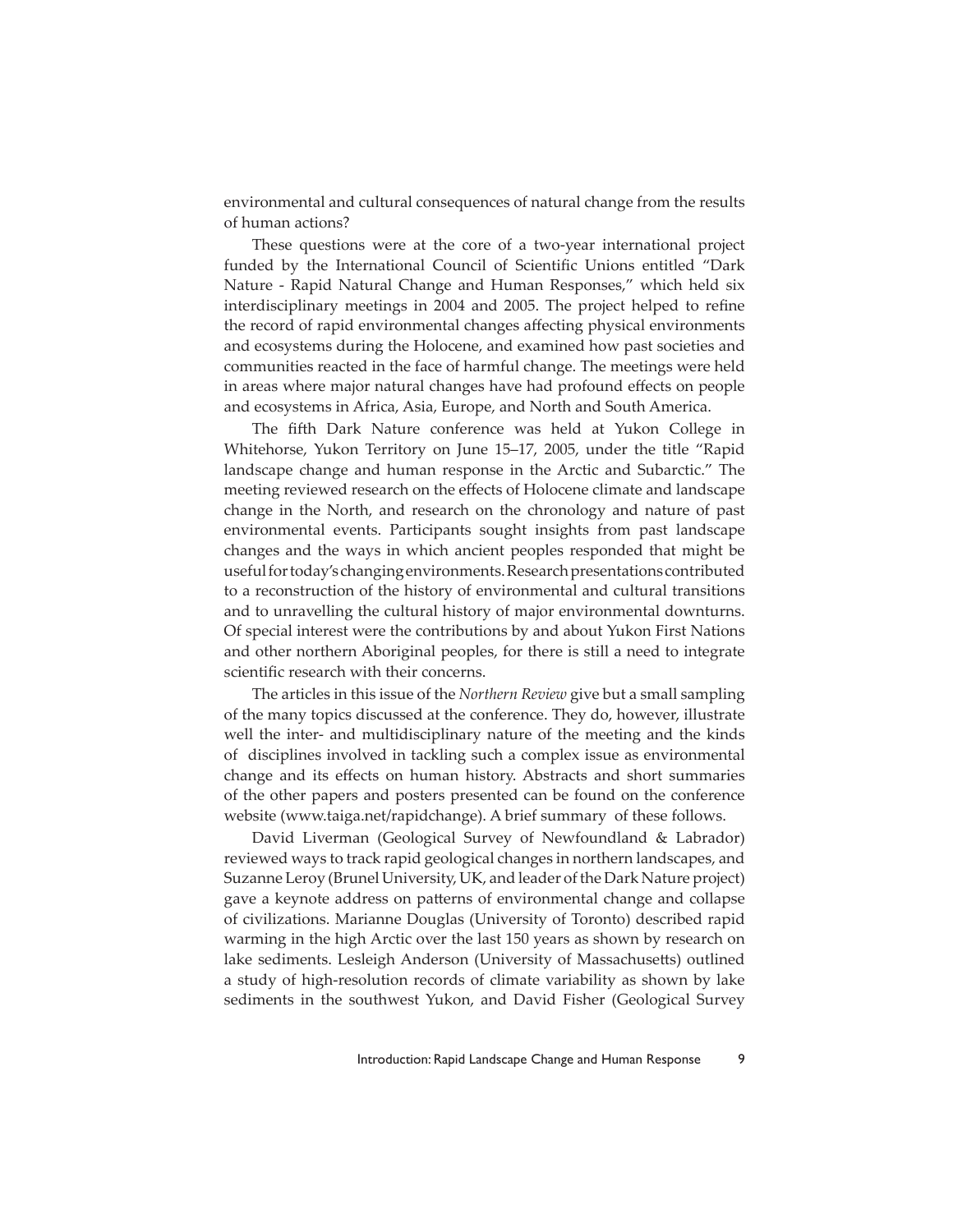environmental and cultural consequences of natural change from the results of human actions?

These questions were at the core of a two-year international project funded by the International Council of Scientific Unions entitled "Dark Nature - Rapid Natural Change and Human Responses," which held six interdisciplinary meetings in 2004 and 2005. The project helped to refine the record of rapid environmental changes affecting physical environments and ecosystems during the Holocene, and examined how past societies and communities reacted in the face of harmful change. The meetings were held in areas where major natural changes have had profound effects on people and ecosystems in Africa, Asia, Europe, and North and South America.

The fifth Dark Nature conference was held at Yukon College in Whitehorse, Yukon Territory on June 15–17, 2005, under the title "Rapid landscape change and human response in the Arctic and Subarctic." The meeting reviewed research on the effects of Holocene climate and landscape change in the North, and research on the chronology and nature of past environmental events. Participants sought insights from past landscape changes and the ways in which ancient peoples responded that might be useful for today's changing environments. Research presentations contributed to a reconstruction of the history of environmental and cultural transitions and to unravelling the cultural history of major environmental downturns. Of special interest were the contributions by and about Yukon First Nations and other northern Aboriginal peoples, for there is still a need to integrate scientific research with their concerns.

The articles in this issue of the *Northern Review* give but a small sampling of the many topics discussed at the conference. They do, however, illustrate well the inter- and multidisciplinary nature of the meeting and the kinds of disciplines involved in tackling such a complex issue as environmental change and its effects on human history. Abstracts and short summaries of the other papers and posters presented can be found on the conference website (www.taiga.net/rapidchange). A brief summary of these follows.

David Liverman (Geological Survey of Newfoundland & Labrador) reviewed ways to track rapid geological changes in northern landscapes, and Suzanne Leroy (Brunel University, UK, and leader of the Dark Nature project) gave a keynote address on patterns of environmental change and collapse of civilizations. Marianne Douglas (University of Toronto) described rapid warming in the high Arctic over the last 150 years as shown by research on lake sediments. Lesleigh Anderson (University of Massachusetts) outlined a study of high-resolution records of climate variability as shown by lake sediments in the southwest Yukon, and David Fisher (Geological Survey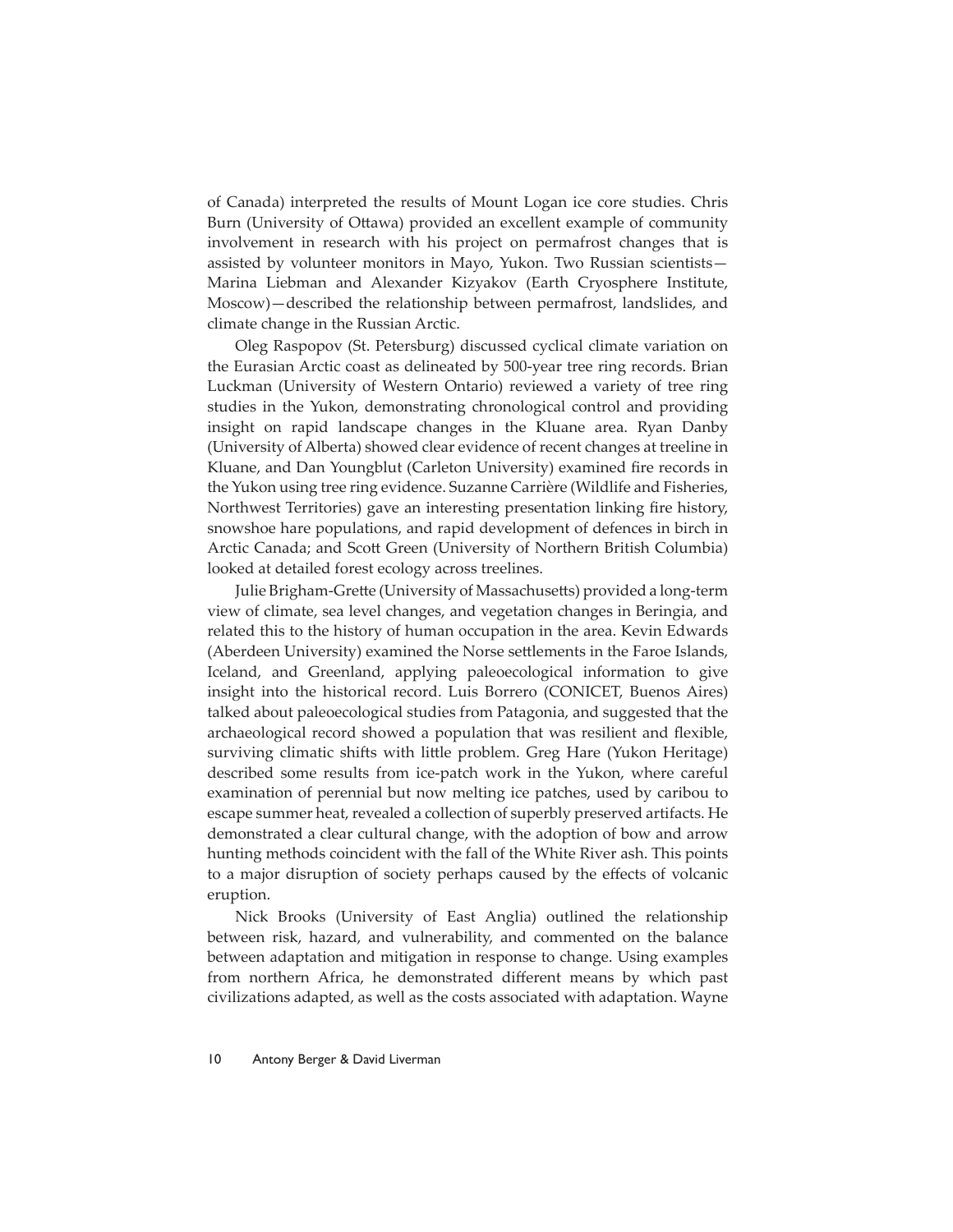of Canada) interpreted the results of Mount Logan ice core studies. Chris Burn (University of Ottawa) provided an excellent example of community involvement in research with his project on permafrost changes that is assisted by volunteer monitors in Mayo, Yukon. Two Russian scientists—Marina Liebman and Alexander Kizyakov (Earth Cryosphere Institute, Moscow)—described the relationship between permafrost, landslides, and climate change in the Russian Arctic.

Oleg Raspopov (St. Petersburg) discussed cyclical climate variation on the Eurasian Arctic coast as delineated by 500-year tree ring records. Brian Luckman (University of Western Ontario) reviewed a variety of tree ring studies in the Yukon, demonstrating chronological control and providing insight on rapid landscape changes in the Kluane area. Ryan Danby (University of Alberta) showed clear evidence of recent changes at treeline in Kluane, and Dan Youngblut (Carleton University) examined fire records in the Yukon using tree ring evidence. Suzanne Carrière (Wildlife and Fisheries, Northwest Territories) gave an interesting presentation linking fire history, snowshoe hare populations, and rapid development of defences in birch in Arctic Canada; and Scott Green (University of Northern British Columbia) looked at detailed forest ecology across treelines.

Julie Brigham-Grette (University of Massachusetts) provided a long-term view of climate, sea level changes, and vegetation changes in Beringia, and related this to the history of human occupation in the area. Kevin Edwards (Aberdeen University) examined the Norse settlements in the Faroe Islands, Iceland, and Greenland, applying paleoecological information to give insight into the historical record. Luis Borrero (CONICET, Buenos Aires) talked about paleoecological studies from Patagonia, and suggested that the archaeological record showed a population that was resilient and flexible, surviving climatic shifts with little problem. Greg Hare (Yukon Heritage) described some results from ice-patch work in the Yukon, where careful examination of perennial but now melting ice patches, used by caribou to escape summer heat, revealed a collection of superbly preserved artifacts. He demonstrated a clear cultural change, with the adoption of bow and arrow hunting methods coincident with the fall of the White River ash. This points to a major disruption of society perhaps caused by the effects of volcanic eruption.

Nick Brooks (University of East Anglia) outlined the relationship between risk, hazard, and vulnerability, and commented on the balance between adaptation and mitigation in response to change. Using examples from northern Africa, he demonstrated different means by which past civilizations adapted, as well as the costs associated with adaptation. Wayne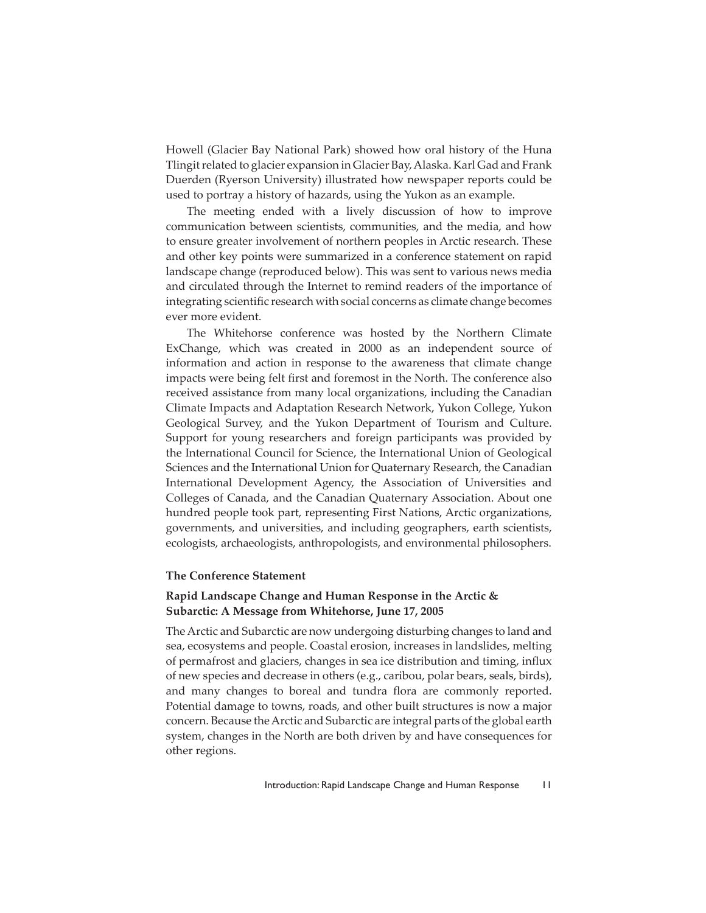Howell (Glacier Bay National Park) showed how oral history of the Huna Tlingit related to glacier expansion in Glacier Bay, Alaska. Karl Gad and Frank Duerden (Ryerson University) illustrated how newspaper reports could be used to portray a history of hazards, using the Yukon as an example.

The meeting ended with a lively discussion of how to improve communication between scientists, communities, and the media, and how to ensure greater involvement of northern peoples in Arctic research. These and other key points were summarized in a conference statement on rapid landscape change (reproduced below). This was sent to various news media and circulated through the Internet to remind readers of the importance of integrating scientific research with social concerns as climate change becomes ever more evident.

The Whitehorse conference was hosted by the Northern Climate ExChange, which was created in 2000 as an independent source of information and action in response to the awareness that climate change impacts were being felt first and foremost in the North. The conference also received assistance from many local organizations, including the Canadian Climate Impacts and Adaptation Research Network, Yukon College, Yukon Geological Survey, and the Yukon Department of Tourism and Culture. Support for young researchers and foreign participants was provided by the International Council for Science, the International Union of Geological Sciences and the International Union for Quaternary Research, the Canadian International Development Agency, the Association of Universities and Colleges of Canada, and the Canadian Quaternary Association. About one hundred people took part, representing First Nations, Arctic organizations, governments, and universities, and including geographers, earth scientists, ecologists, archaeologists, anthropologists, and environmental philosophers.

## The Conference Statement

### Rapid Landscape Change and Human Response in the Arctic & Subarctic: A Message from Whitehorse, June 17, 2005

The Arctic and Subarctic are now undergoing disturbing changes to land and sea, ecosystems and people. Coastal erosion, increases in landslides, melting of permafrost and glaciers, changes in sea ice distribution and timing, influx of new species and decrease in others (e.g., caribou, polar bears, seals, birds), and many changes to boreal and tundra flora are commonly reported. Potential damage to towns, roads, and other built structures is now a major concern. Because the Arctic and Subarctic are integral parts of the global earth system, changes in the North are both driven by and have consequences for other regions.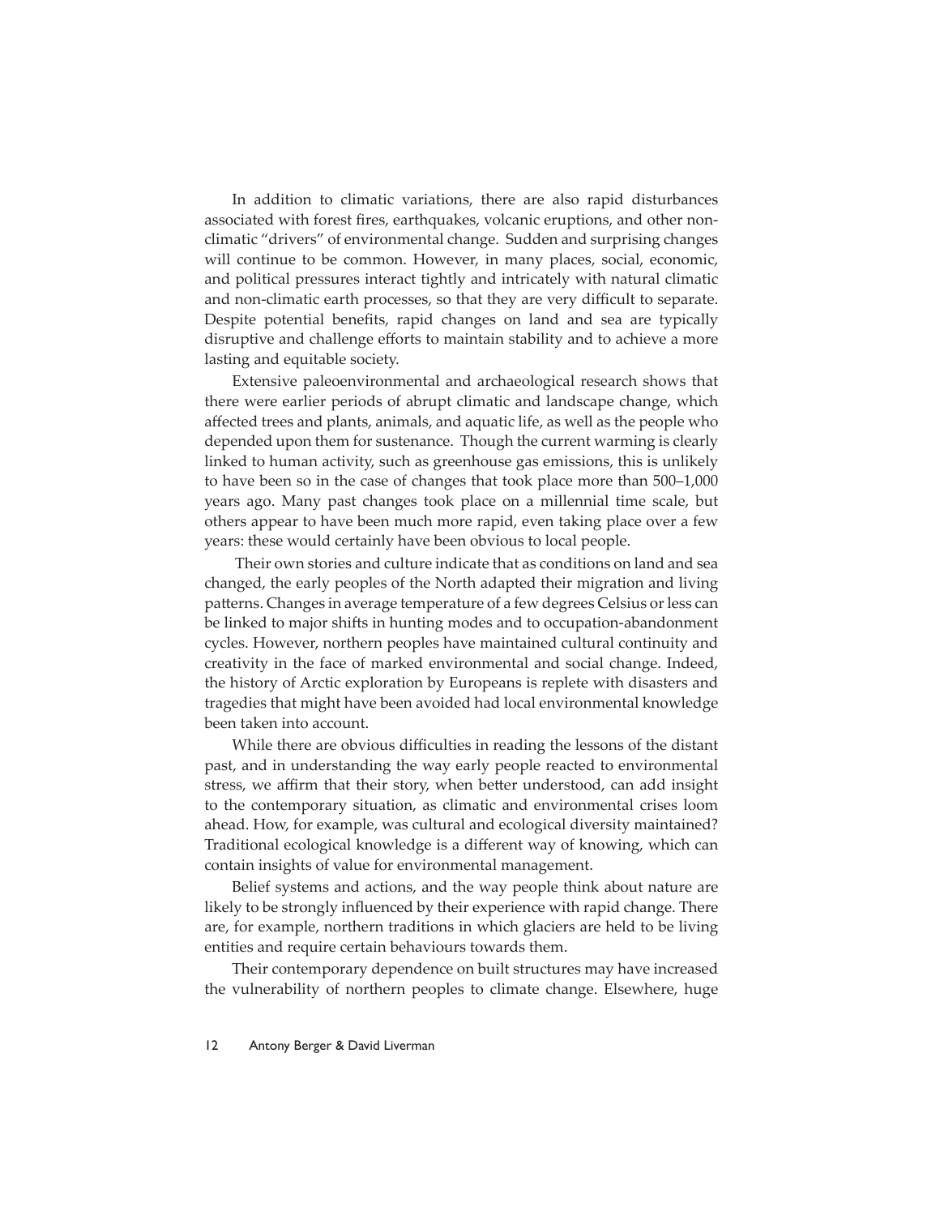In addition to climatic variations, there are also rapid disturbances associated with forest fires, earthquakes, volcanic eruptions, and other non-climatic "drivers" of environmental change. Sudden and surprising changes will continue to be common. However, in many places, social, economic, and political pressures interact tightly and intricately with natural climatic and non-climatic earth processes, so that they are very difficult to separate. Despite potential benefits, rapid changes on land and sea are typically disruptive and challenge efforts to maintain stability and to achieve a more lasting and equitable society.

Extensive paleoenvironmental and archaeological research shows that there were earlier periods of abrupt climatic and landscape change, which affected trees and plants, animals, and aquatic life, as well as the people who depended upon them for sustenance. Though the current warming is clearly linked to human activity, such as greenhouse gas emissions, this is unlikely to have been so in the case of changes that took place more than 500–1,000 years ago. Many past changes took place on a millennial time scale, but others appear to have been much more rapid, even taking place over a few years: these would certainly have been obvious to local people.

Their own stories and culture indicate that as conditions on land and sea changed, the early peoples of the North adapted their migration and living patterns. Changes in average temperature of a few degrees Celsius or less can be linked to major shifts in hunting modes and to occupation-abandonment cycles. However, northern peoples have maintained cultural continuity and creativity in the face of marked environmental and social change. Indeed, the history of Arctic exploration by Europeans is replete with disasters and tragedies that might have been avoided had local environmental knowledge been taken into account.

While there are obvious difficulties in reading the lessons of the distant past, and in understanding the way early people reacted to environmental stress, we affirm that their story, when better understood, can add insight to the contemporary situation, as climatic and environmental crises loom ahead. How, for example, was cultural and ecological diversity maintained? Traditional ecological knowledge is a different way of knowing, which can contain insights of value for environmental management.

Belief systems and actions, and the way people think about nature are likely to be strongly influenced by their experience with rapid change. There are, for example, northern traditions in which glaciers are held to be living entities and require certain behaviours towards them.

Their contemporary dependence on built structures may have increased the vulnerability of northern peoples to climate change. Elsewhere, huge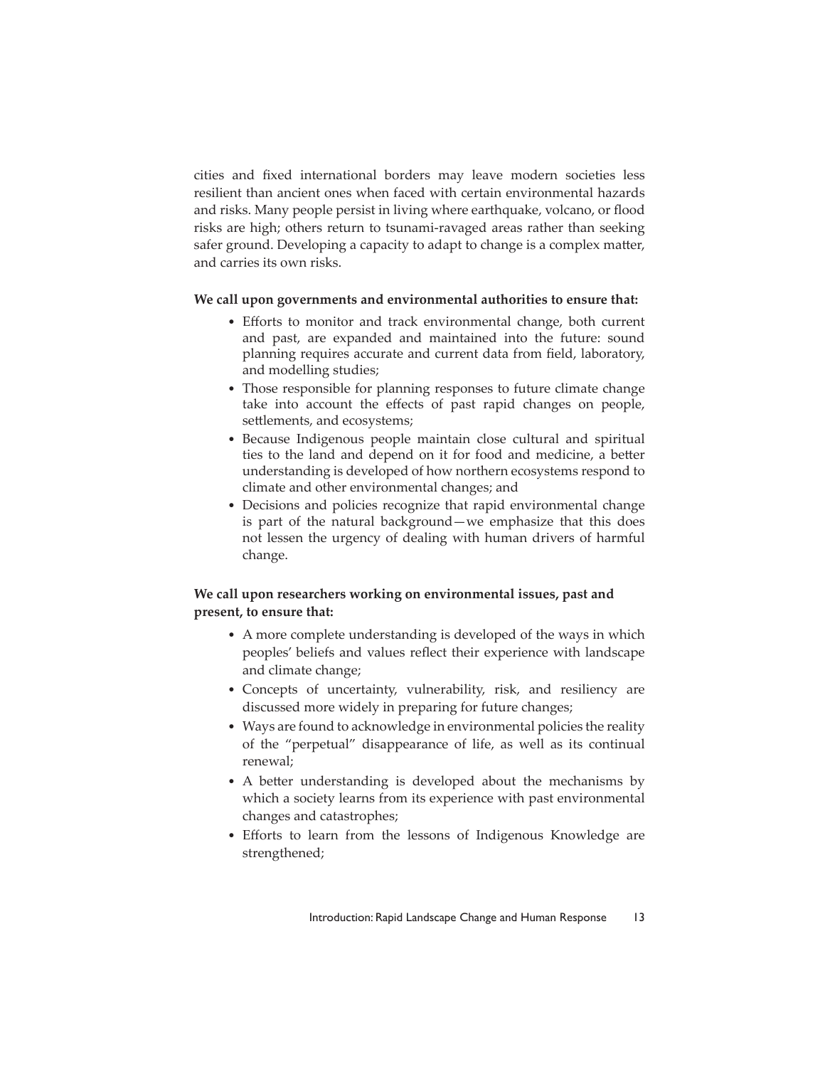cities and fixed international borders may leave modern societies less resilient than ancient ones when faced with certain environmental hazards and risks. Many people persist in living where earthquake, volcano, or flood risks are high; others return to tsunami-ravaged areas rather than seeking safer ground. Developing a capacity to adapt to change is a complex matter, and carries its own risks.

**We call upon governments and environmental authorities to ensure that:**

- Efforts to monitor and track environmental change, both current and past, are expanded and maintained into the future: sound planning requires accurate and current data from field, laboratory, and modelling studies;
- Those responsible for planning responses to future climate change take into account the effects of past rapid changes on people, settlements, and ecosystems;
- Because Indigenous people maintain close cultural and spiritual ties to the land and depend on it for food and medicine, a better understanding is developed of how northern ecosystems respond to climate and other environmental changes; and
- Decisions and policies recognize that rapid environmental change is part of the natural background—we emphasize that this does not lessen the urgency of dealing with human drivers of harmful change.

**We call upon researchers working on environmental issues, past and present, to ensure that:**

- A more complete understanding is developed of the ways in which peoples' beliefs and values reflect their experience with landscape and climate change;
- Concepts of uncertainty, vulnerability, risk, and resiliency are discussed more widely in preparing for future changes;
- Ways are found to acknowledge in environmental policies the reality of the "perpetual" disappearance of life, as well as its continual renewal;
- A better understanding is developed about the mechanisms by which a society learns from its experience with past environmental changes and catastrophes;
- Efforts to learn from the lessons of Indigenous Knowledge are strengthened;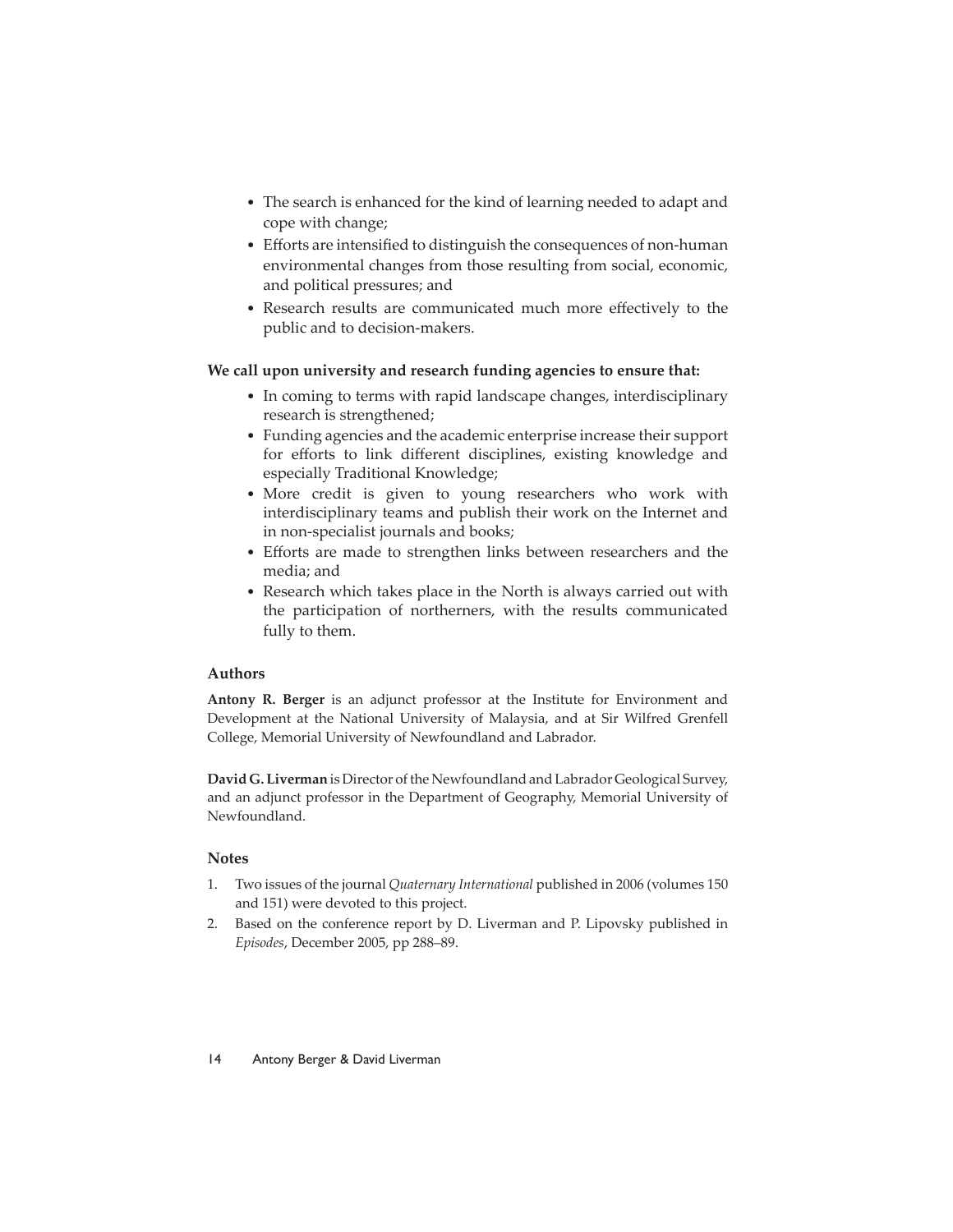- The search is enhanced for the kind of learning needed to adapt and cope with change;
- Efforts are intensified to distinguish the consequences of non-human environmental changes from those resulting from social, economic, and political pressures; and
- Research results are communicated much more effectively to the public and to decision-makers.

**We call upon university and research funding agencies to ensure that:**

- In coming to terms with rapid landscape changes, interdisciplinary research is strengthened;
- Funding agencies and the academic enterprise increase their support for efforts to link different disciplines, existing knowledge and especially Traditional Knowledge;
- More credit is given to young researchers who work with interdisciplinary teams and publish their work on the Internet and in non-specialist journals and books;
- Efforts are made to strengthen links between researchers and the media; and
- Research which takes place in the North is always carried out with the participation of northerners, with the results communicated fully to them.

### Authors

**Antony R. Berger** is an adjunct professor at the Institute for Environment and Development at the National University of Malaysia, and at Sir Wilfred Grenfell College, Memorial University of Newfoundland and Labrador.

**David G. Liverman** is Director of the Newfoundland and Labrador Geological Survey, and an adjunct professor in the Department of Geography, Memorial University of Newfoundland.

### Notes

1. Two issues of the journal *Quaternary International* published in 2006 (volumes 150 and 151) were devoted to this project.
2. Based on the conference report by D. Liverman and P. Lipovsky published in *Episodes*, December 2005, pp 288–89.